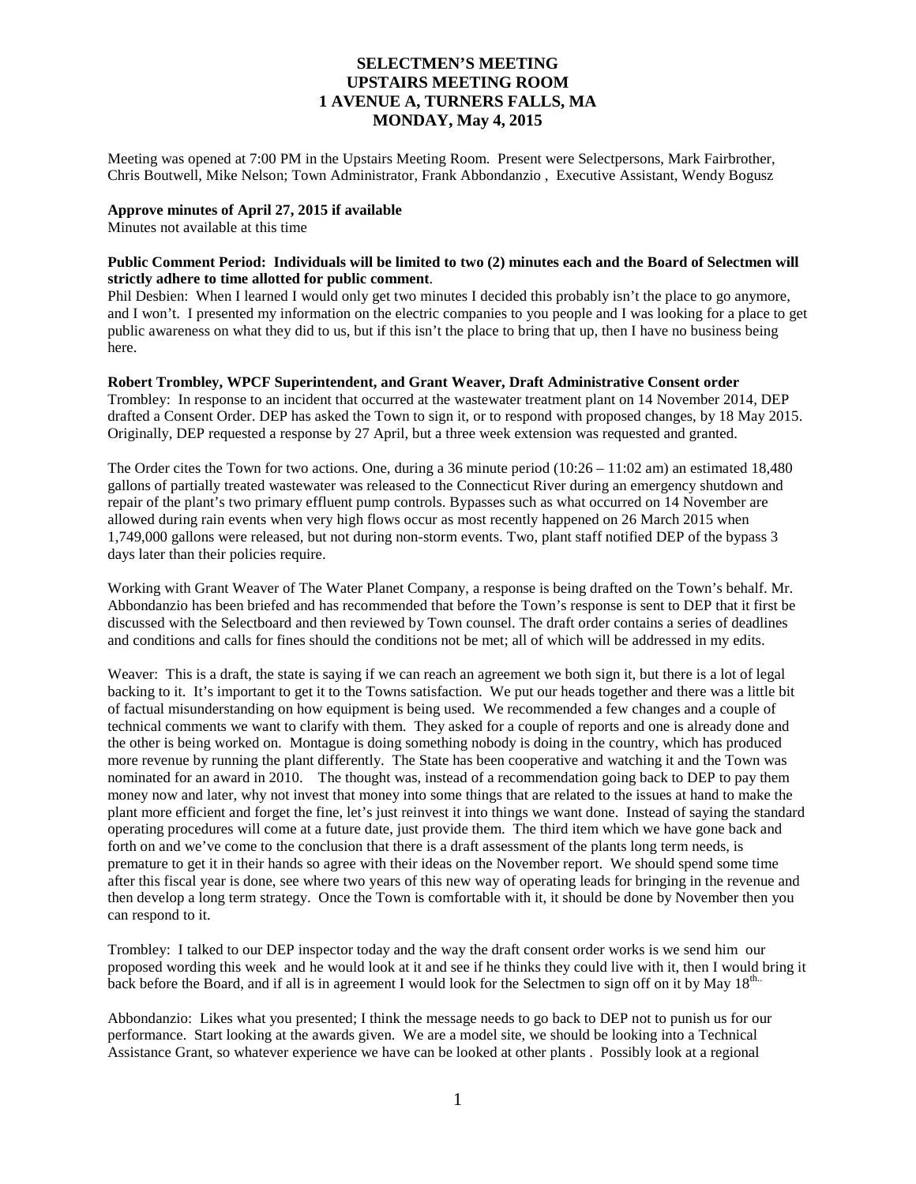# SELECTMEN'S MEETING
## UPSTAIRS MEETING ROOM
## 1 AVENUE A, TURNERS FALLS, MA
## MONDAY, May 4, 2015

Meeting was opened at 7:00 PM in the Upstairs Meeting Room. Present were Selectpersons, Mark Fairbrother, Chris Boutwell, Mike Nelson; Town Administrator, Frank Abbondanzio , Executive Assistant, Wendy Bogusz

**Approve minutes of April 27, 2015 if available**

Minutes not available at this time

**Public Comment Period: Individuals will be limited to two (2) minutes each and the Board of Selectmen will strictly adhere to time allotted for public comment**.

Phil Desbien: When I learned I would only get two minutes I decided this probably isn't the place to go anymore, and I won't. I presented my information on the electric companies to you people and I was looking for a place to get public awareness on what they did to us, but if this isn't the place to bring that up, then I have no business being here.

**Robert Trombley, WPCF Superintendent, and Grant Weaver, Draft Administrative Consent order**

Trombley: In response to an incident that occurred at the wastewater treatment plant on 14 November 2014, DEP drafted a Consent Order. DEP has asked the Town to sign it, or to respond with proposed changes, by 18 May 2015. Originally, DEP requested a response by 27 April, but a three week extension was requested and granted.

The Order cites the Town for two actions. One, during a 36 minute period (10:26 – 11:02 am) an estimated 18,480 gallons of partially treated wastewater was released to the Connecticut River during an emergency shutdown and repair of the plant's two primary effluent pump controls. Bypasses such as what occurred on 14 November are allowed during rain events when very high flows occur as most recently happened on 26 March 2015 when 1,749,000 gallons were released, but not during non-storm events. Two, plant staff notified DEP of the bypass 3 days later than their policies require.

Working with Grant Weaver of The Water Planet Company, a response is being drafted on the Town's behalf. Mr. Abbondanzio has been briefed and has recommended that before the Town's response is sent to DEP that it first be discussed with the Selectboard and then reviewed by Town counsel. The draft order contains a series of deadlines and conditions and calls for fines should the conditions not be met; all of which will be addressed in my edits.

Weaver: This is a draft, the state is saying if we can reach an agreement we both sign it, but there is a lot of legal backing to it. It's important to get it to the Towns satisfaction. We put our heads together and there was a little bit of factual misunderstanding on how equipment is being used. We recommended a few changes and a couple of technical comments we want to clarify with them. They asked for a couple of reports and one is already done and the other is being worked on. Montague is doing something nobody is doing in the country, which has produced more revenue by running the plant differently. The State has been cooperative and watching it and the Town was nominated for an award in 2010. The thought was, instead of a recommendation going back to DEP to pay them money now and later, why not invest that money into some things that are related to the issues at hand to make the plant more efficient and forget the fine, let's just reinvest it into things we want done. Instead of saying the standard operating procedures will come at a future date, just provide them. The third item which we have gone back and forth on and we've come to the conclusion that there is a draft assessment of the plants long term needs, is premature to get it in their hands so agree with their ideas on the November report. We should spend some time after this fiscal year is done, see where two years of this new way of operating leads for bringing in the revenue and then develop a long term strategy. Once the Town is comfortable with it, it should be done by November then you can respond to it.

Trombley: I talked to our DEP inspector today and the way the draft consent order works is we send him our proposed wording this week and he would look at it and see if he thinks they could live with it, then I would bring it back before the Board, and if all is in agreement I would look for the Selectmen to sign off on it by May 18th..

Abbondanzio: Likes what you presented; I think the message needs to go back to DEP not to punish us for our performance. Start looking at the awards given. We are a model site, we should be looking into a Technical Assistance Grant, so whatever experience we have can be looked at other plants . Possibly look at a regional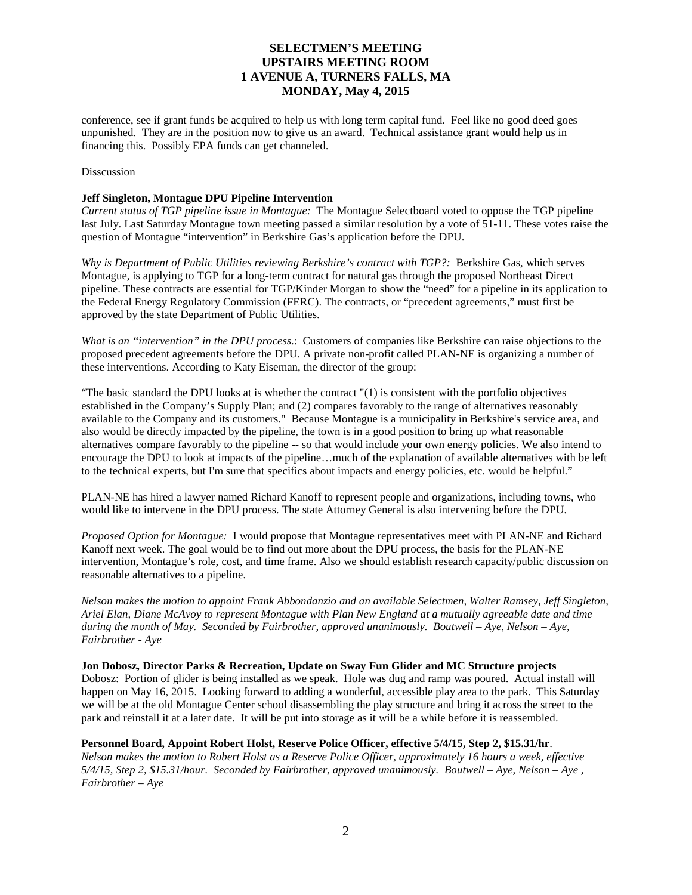conference, see if grant funds be acquired to help us with long term capital fund. Feel like no good deed goes unpunished. They are in the position now to give us an award. Technical assistance grant would help us in financing this. Possibly EPA funds can get channeled.

Disscussion

**Jeff Singleton, Montague DPU Pipeline Intervention**

*Current status of TGP pipeline issue in Montague:* The Montague Selectboard voted to oppose the TGP pipeline last July. Last Saturday Montague town meeting passed a similar resolution by a vote of 51-11. These votes raise the question of Montague "intervention" in Berkshire Gas's application before the DPU.

*Why is Department of Public Utilities reviewing Berkshire's contract with TGP?:* Berkshire Gas, which serves Montague, is applying to TGP for a long-term contract for natural gas through the proposed Northeast Direct pipeline. These contracts are essential for TGP/Kinder Morgan to show the "need" for a pipeline in its application to the Federal Energy Regulatory Commission (FERC). The contracts, or "precedent agreements," must first be approved by the state Department of Public Utilities.

*What is an "intervention" in the DPU process*.: Customers of companies like Berkshire can raise objections to the proposed precedent agreements before the DPU. A private non-profit called PLAN-NE is organizing a number of these interventions. According to Katy Eiseman, the director of the group:

"The basic standard the DPU looks at is whether the contract "(1) is consistent with the portfolio objectives established in the Company's Supply Plan; and (2) compares favorably to the range of alternatives reasonably available to the Company and its customers." Because Montague is a municipality in Berkshire's service area, and also would be directly impacted by the pipeline, the town is in a good position to bring up what reasonable alternatives compare favorably to the pipeline -- so that would include your own energy policies. We also intend to encourage the DPU to look at impacts of the pipeline…much of the explanation of available alternatives with be left to the technical experts, but I'm sure that specifics about impacts and energy policies, etc. would be helpful."

PLAN-NE has hired a lawyer named Richard Kanoff to represent people and organizations, including towns, who would like to intervene in the DPU process. The state Attorney General is also intervening before the DPU.

*Proposed Option for Montague:* I would propose that Montague representatives meet with PLAN-NE and Richard Kanoff next week. The goal would be to find out more about the DPU process, the basis for the PLAN-NE intervention, Montague's role, cost, and time frame. Also we should establish research capacity/public discussion on reasonable alternatives to a pipeline.

*Nelson makes the motion to appoint Frank Abbondanzio and an available Selectmen, Walter Ramsey, Jeff Singleton, Ariel Elan, Diane McAvoy to represent Montague with Plan New England at a mutually agreeable date and time during the month of May. Seconded by Fairbrother, approved unanimously. Boutwell – Aye, Nelson – Aye, Fairbrother - Aye*

**Jon Dobosz, Director Parks & Recreation, Update on Sway Fun Glider and MC Structure projects**

Dobosz: Portion of glider is being installed as we speak. Hole was dug and ramp was poured. Actual install will happen on May 16, 2015. Looking forward to adding a wonderful, accessible play area to the park. This Saturday we will be at the old Montague Center school disassembling the play structure and bring it across the street to the park and reinstall it at a later date. It will be put into storage as it will be a while before it is reassembled.

**Personnel Board, Appoint Robert Holst, Reserve Police Officer, effective 5/4/15, Step 2, $15.31/hr**.

*Nelson makes the motion to Robert Holst as a Reserve Police Officer, approximately 16 hours a week, effective 5/4/15, Step 2, $15.31/hour. Seconded by Fairbrother, approved unanimously. Boutwell – Aye, Nelson – Aye , Fairbrother – Aye*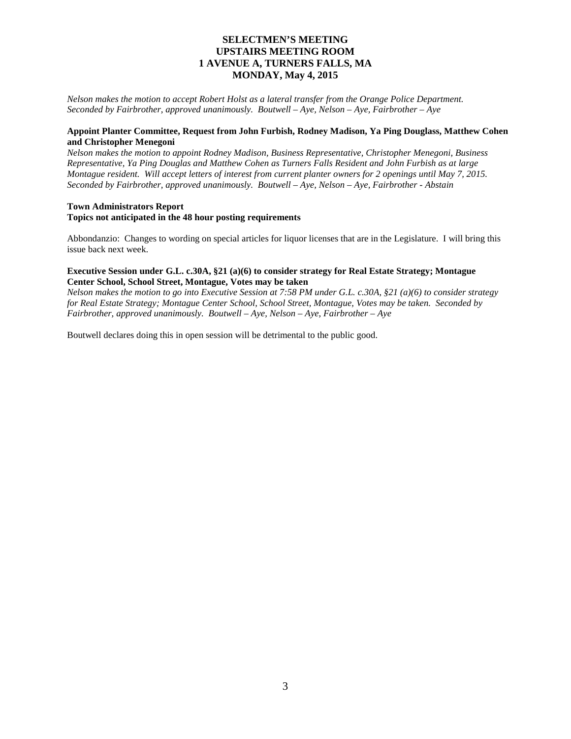*Nelson makes the motion to accept Robert Holst as a lateral transfer from the Orange Police Department. Seconded by Fairbrother, approved unanimously. Boutwell – Aye, Nelson – Aye, Fairbrother – Aye*

**Appoint Planter Committee, Request from John Furbish, Rodney Madison, Ya Ping Douglass, Matthew Cohen and Christopher Menegoni**

*Nelson makes the motion to appoint Rodney Madison, Business Representative, Christopher Menegoni, Business Representative, Ya Ping Douglas and Matthew Cohen as Turners Falls Resident and John Furbish as at large Montague resident. Will accept letters of interest from current planter owners for 2 openings until May 7, 2015. Seconded by Fairbrother, approved unanimously. Boutwell – Aye, Nelson – Aye, Fairbrother - Abstain*

**Town Administrators Report**
**Topics not anticipated in the 48 hour posting requirements**

Abbondanzio: Changes to wording on special articles for liquor licenses that are in the Legislature. I will bring this issue back next week.

**Executive Session under G.L. c.30A, §21 (a)(6) to consider strategy for Real Estate Strategy; Montague Center School, School Street, Montague, Votes may be taken**

*Nelson makes the motion to go into Executive Session at 7:58 PM under G.L. c.30A, §21 (a)(6) to consider strategy for Real Estate Strategy; Montague Center School, School Street, Montague, Votes may be taken. Seconded by Fairbrother, approved unanimously. Boutwell – Aye, Nelson – Aye, Fairbrother – Aye*

Boutwell declares doing this in open session will be detrimental to the public good.